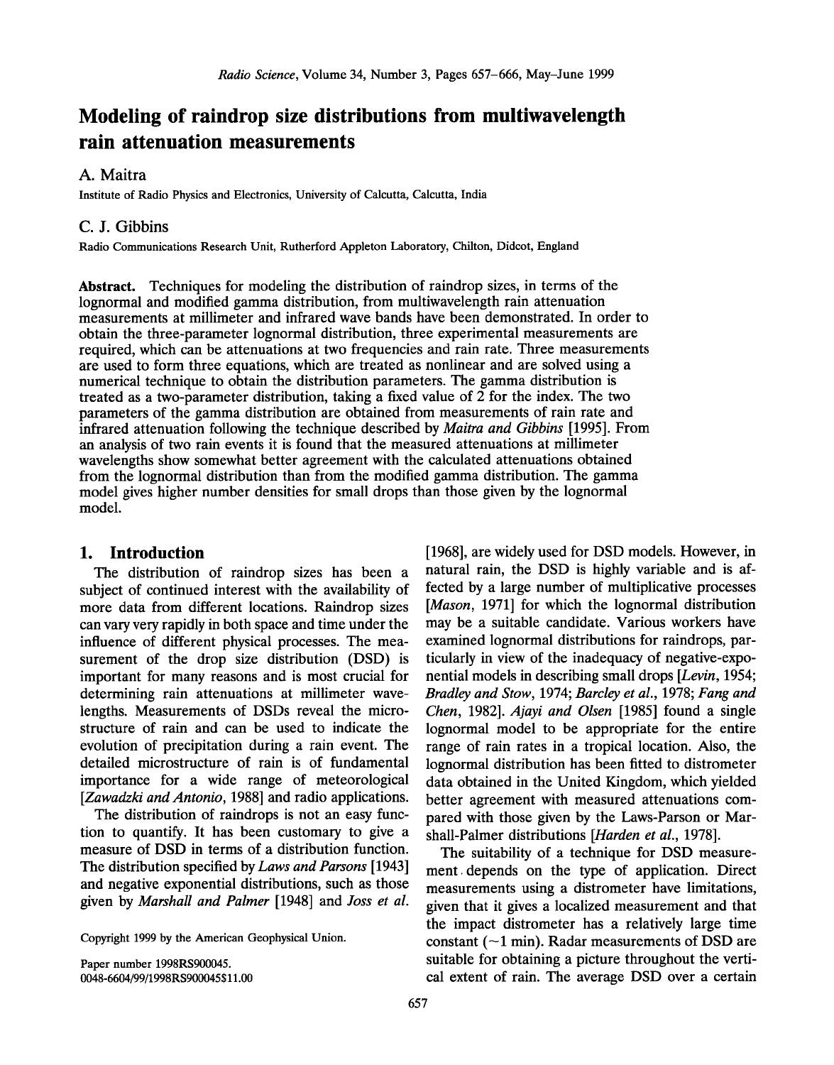# Modeling of raindrop size distributions from multiwavelength rain attenuation measurements

A. Maitra

Institute of Radio Physics and Electronics, University of Calcutta, Calcutta, India

C. J. Gibbins

Radio Communications Research Unit, Rutherford Appleton Laboratory, Chilton, Didcot, England

**Abstract.** Techniques for modeling the distribution of raindrop sizes, in terms of the lognormal and modified gamma distribution, from multiwavelength rain attenuation measurements at millimeter and infrared wave bands have been demonstrated. In order to obtain the three-parameter lognormal distribution, three experimental measurements are required, which can be attenuations at two frequencies and rain rate. Three measurements are used to form three equations, which are treated as nonlinear and are solved using a numerical technique to obtain the distribution parameters. The gamma distribution is treated as a two-parameter distribution, taking a fixed value of 2 for the index. The two parameters of the gamma distribution are obtained from measurements of rain rate and infrared attenuation following the technique described by *Maitra and Gibbins* [1995]. From an analysis of two rain events it is found that the measured attenuations at millimeter wavelengths show somewhat better agreement with the calculated attenuations obtained from the lognormal distribution than from the modified gamma distribution. The gamma model gives higher number densities for small drops than those given by the lognormal model.

## 1. Introduction

The distribution of raindrop sizes has been a subject of continued interest with the availability of more data from different locations. Raindrop sizes can vary very rapidly in both space and time under the influence of different physical processes. The measurement of the drop size distribution (DSD) is important for many reasons and is most crucial for determining rain attenuations at millimeter wavelengths. Measurements of DSDs reveal the microstructure of rain and can be used to indicate the evolution of precipitation during a rain event. The detailed microstructure of rain is of fundamental importance for a wide range of meteorological [*Zawadzki and Antonio*, 1988] and radio applications.

The distribution of raindrops is not an easy function to quantify. It has been customary to give a measure of DSD in terms of a distribution function. The distribution specified by *Laws and Parsons* [1943] and negative exponential distributions, such as those given by *Marshall and Palmer* [1948] and *Joss et al.* [1968], are widely used for DSD models. However, in natural rain, the DSD is highly variable and is affected by a large number of multiplicative processes [*Mason*, 1971] for which the lognormal distribution may be a suitable candidate. Various workers have examined lognormal distributions for raindrops, particularly in view of the inadequacy of negative-exponential models in describing small drops [*Levin*, 1954; *Bradley and Stow*, 1974; *Barcley et al.*, 1978; *Fang and Chen*, 1982]. *Ajayi and Olsen* [1985] found a single lognormal model to be appropriate for the entire range of rain rates in a tropical location. Also, the lognormal distribution has been fitted to distrometer data obtained in the United Kingdom, which yielded better agreement with measured attenuations compared with those given by the Laws-Parson or Marshall-Palmer distributions [*Harden et al.*, 1978].

The suitability of a technique for DSD measurement depends on the type of application. Direct measurements using a distrometer have limitations, given that it gives a localized measurement and that the impact distrometer has a relatively large time constant (~1 min). Radar measurements of DSD are suitable for obtaining a picture throughout the vertical extent of rain. The average DSD over a certain

Copyright 1999 by the American Geophysical Union.

Paper number 1998RS900045.
0048-6604/99/1998RS900045$11.00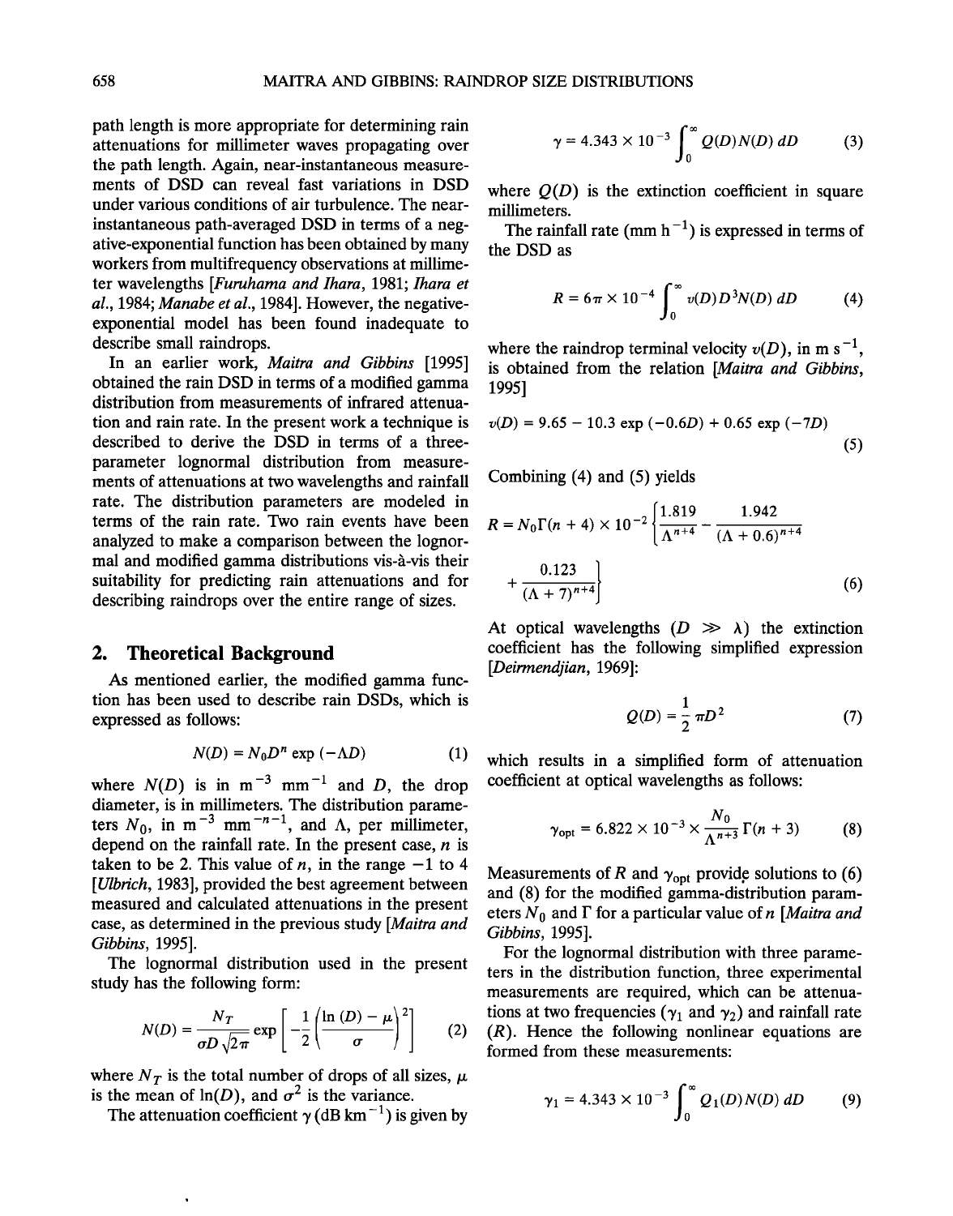path length is more appropriate for determining rain attenuations for millimeter waves propagating over the path length. Again, near-instantaneous measurements of DSD can reveal fast variations in DSD under various conditions of air turbulence. The near-instantaneous path-averaged DSD in terms of a negative-exponential function has been obtained by many workers from multifrequency observations at millimeter wavelengths [*Furuhama and Ihara*, 1981; *Ihara et al.*, 1984; *Manabe et al.*, 1984]. However, the negative-exponential model has been found inadequate to describe small raindrops.

In an earlier work, *Maitra and Gibbins* [1995] obtained the rain DSD in terms of a modified gamma distribution from measurements of infrared attenuation and rain rate. In the present work a technique is described to derive the DSD in terms of a three-parameter lognormal distribution from measurements of attenuations at two wavelengths and rainfall rate. The distribution parameters are modeled in terms of the rain rate. Two rain events have been analyzed to make a comparison between the lognormal and modified gamma distributions vis-à-vis their suitability for predicting rain attenuations and for describing raindrops over the entire range of sizes.

## 2. Theoretical Background

As mentioned earlier, the modified gamma function has been used to describe rain DSDs, which is expressed as follows:

$$N(D) = N_0 D^n \exp(-\Lambda D) \tag{1}$$

where $N(D)$ is in $m^{-3}$ $mm^{-1}$ and $D$, the drop diameter, is in millimeters. The distribution parameters $N_0$, in $m^{-3}$ $mm^{-n-1}$, and $\Lambda$, per millimeter, depend on the rainfall rate. In the present case, $n$ is taken to be 2. This value of $n$, in the range $-1$ to 4 [*Ulbrich*, 1983], provided the best agreement between measured and calculated attenuations in the present case, as determined in the previous study [*Maitra and Gibbins*, 1995].

The lognormal distribution used in the present study has the following form:

$$N(D) = \frac{N_T}{\sigma D \sqrt{2\pi}} \exp\left[-\frac{1}{2}\left(\frac{\ln(D) - \mu}{\sigma}\right)^2\right] \tag{2}$$

where $N_T$ is the total number of drops of all sizes, $\mu$ is the mean of $\ln(D)$, and $\sigma^2$ is the variance.

The attenuation coefficient $\gamma$ (dB $km^{-1}$) is given by

$$\gamma = 4.343 \times 10^{-3} \int_0^\infty Q(D)N(D)\, dD \tag{3}$$

where $Q(D)$ is the extinction coefficient in square millimeters.

The rainfall rate (mm $h^{-1}$) is expressed in terms of the DSD as

$$R = 6\pi \times 10^{-4} \int_0^\infty v(D)D^3N(D)\, dD \tag{4}$$

where the raindrop terminal velocity $v(D)$, in m $s^{-1}$, is obtained from the relation [*Maitra and Gibbins*, 1995]

$$v(D) = 9.65 - 10.3 \exp(-0.6D) + 0.65 \exp(-7D) \tag{5}$$

Combining (4) and (5) yields

$$R = N_0\Gamma(n + 4) \times 10^{-2}\left\{\frac{1.819}{\Lambda^{n+4}} - \frac{1.942}{(\Lambda + 0.6)^{n+4}} + \frac{0.123}{(\Lambda + 7)^{n+4}}\right\} \tag{6}$$

At optical wavelengths ($D \gg \lambda$) the extinction coefficient has the following simplified expression [*Deirmendjian*, 1969]:

$$Q(D) = \frac{1}{2}\pi D^2 \tag{7}$$

which results in a simplified form of attenuation coefficient at optical wavelengths as follows:

$$\gamma_{opt} = 6.822 \times 10^{-3} \times \frac{N_0}{\Lambda^{n+3}}\Gamma(n + 3) \tag{8}$$

Measurements of $R$ and $\gamma_{opt}$ provide solutions to (6) and (8) for the modified gamma-distribution parameters $N_0$ and $\Gamma$ for a particular value of $n$ [*Maitra and Gibbins*, 1995].

For the lognormal distribution with three parameters in the distribution function, three experimental measurements are required, which can be attenuations at two frequencies ($\gamma_1$ and $\gamma_2$) and rainfall rate ($R$). Hence the following nonlinear equations are formed from these measurements:

$$\gamma_1 = 4.343 \times 10^{-3} \int_0^\infty Q_1(D)N(D)\, dD \tag{9}$$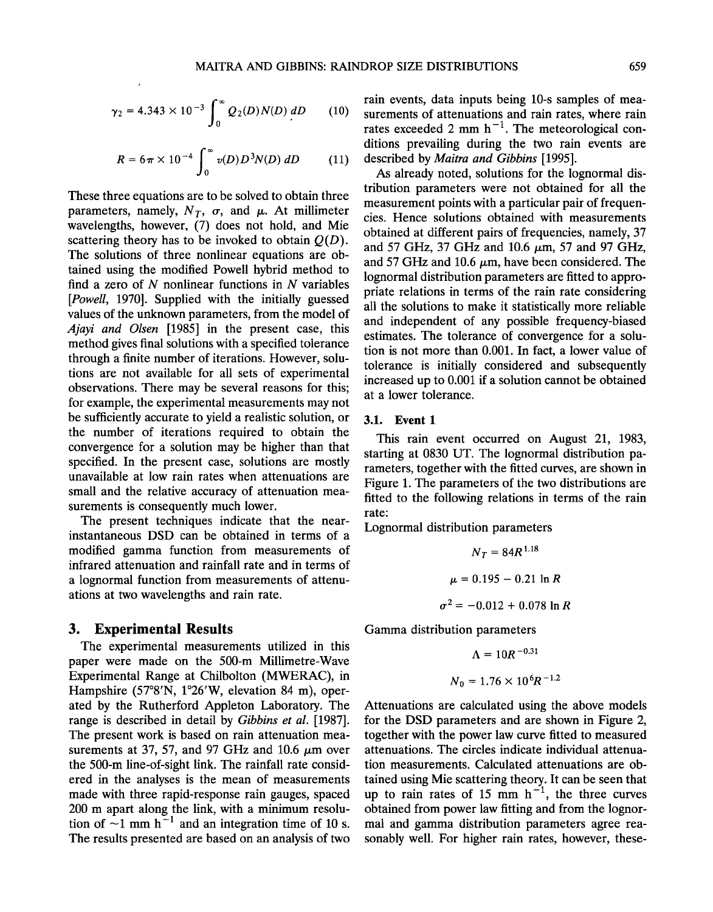$$\gamma_2 = 4.343 \times 10^{-3} \int_0^\infty Q_2(D)N(D)\,dD \qquad (10)$$

$$R = 6\pi \times 10^{-4} \int_0^\infty v(D)D^3N(D)\,dD \qquad (11)$$

These three equations are to be solved to obtain three parameters, namely, $N_T$, $\sigma$, and $\mu$. At millimeter wavelengths, however, (7) does not hold, and Mie scattering theory has to be invoked to obtain $Q(D)$. The solutions of three nonlinear equations are obtained using the modified Powell hybrid method to find a zero of $N$ nonlinear functions in $N$ variables [*Powell*, 1970]. Supplied with the initially guessed values of the unknown parameters, from the model of *Ajayi and Olsen* [1985] in the present case, this method gives final solutions with a specified tolerance through a finite number of iterations. However, solutions are not available for all sets of experimental observations. There may be several reasons for this; for example, the experimental measurements may not be sufficiently accurate to yield a realistic solution, or the number of iterations required to obtain the convergence for a solution may be higher than that specified. In the present case, solutions are mostly unavailable at low rain rates when attenuations are small and the relative accuracy of attenuation measurements is consequently much lower.

The present techniques indicate that the near-instantaneous DSD can be obtained in terms of a modified gamma function from measurements of infrared attenuation and rainfall rate and in terms of a lognormal function from measurements of attenuations at two wavelengths and rain rate.

## 3. Experimental Results

The experimental measurements utilized in this paper were made on the 500-m Millimetre-Wave Experimental Range at Chilbolton (MWERAC), in Hampshire (57°8′N, 1°26′W, elevation 84 m), operated by the Rutherford Appleton Laboratory. The range is described in detail by *Gibbins et al.* [1987]. The present work is based on rain attenuation measurements at 37, 57, and 97 GHz and 10.6 μm over the 500-m line-of-sight link. The rainfall rate considered in the analyses is the mean of measurements made with three rapid-response rain gauges, spaced 200 m apart along the link, with a minimum resolution of ~1 mm h$^{-1}$ and an integration time of 10 s. The results presented are based on an analysis of two rain events, data inputs being 10-s samples of measurements of attenuations and rain rates, where rain rates exceeded 2 mm h$^{-1}$. The meteorological conditions prevailing during the two rain events are described by *Maitra and Gibbins* [1995].

As already noted, solutions for the lognormal distribution parameters were not obtained for all the measurement points with a particular pair of frequencies. Hence solutions obtained with measurements obtained at different pairs of frequencies, namely, 37 and 57 GHz, 37 GHz and 10.6 μm, 57 and 97 GHz, and 57 GHz and 10.6 μm, have been considered. The lognormal distribution parameters are fitted to appropriate relations in terms of the rain rate considering all the solutions to make it statistically more reliable and independent of any possible frequency-biased estimates. The tolerance of convergence for a solution is not more than 0.001. In fact, a lower value of tolerance is initially considered and subsequently increased up to 0.001 if a solution cannot be obtained at a lower tolerance.

### 3.1. Event 1

This rain event occurred on August 21, 1983, starting at 0830 UT. The lognormal distribution parameters, together with the fitted curves, are shown in Figure 1. The parameters of the two distributions are fitted to the following relations in terms of the rain rate:

Lognormal distribution parameters

$$N_T = 84R^{1.18}$$

$$\mu = 0.195 - 0.21 \ln R$$

$$\sigma^2 = -0.012 + 0.078 \ln R$$

Gamma distribution parameters

$$\Lambda = 10R^{-0.31}$$

$$N_0 = 1.76 \times 10^6 R^{-1.2}$$

Attenuations are calculated using the above models for the DSD parameters and are shown in Figure 2, together with the power law curve fitted to measured attenuations. The circles indicate individual attenuation measurements. Calculated attenuations are obtained using Mie scattering theory. It can be seen that up to rain rates of 15 mm h$^{-1}$, the three curves obtained from power law fitting and from the lognormal and gamma distribution parameters agree reasonably well. For higher rain rates, however, these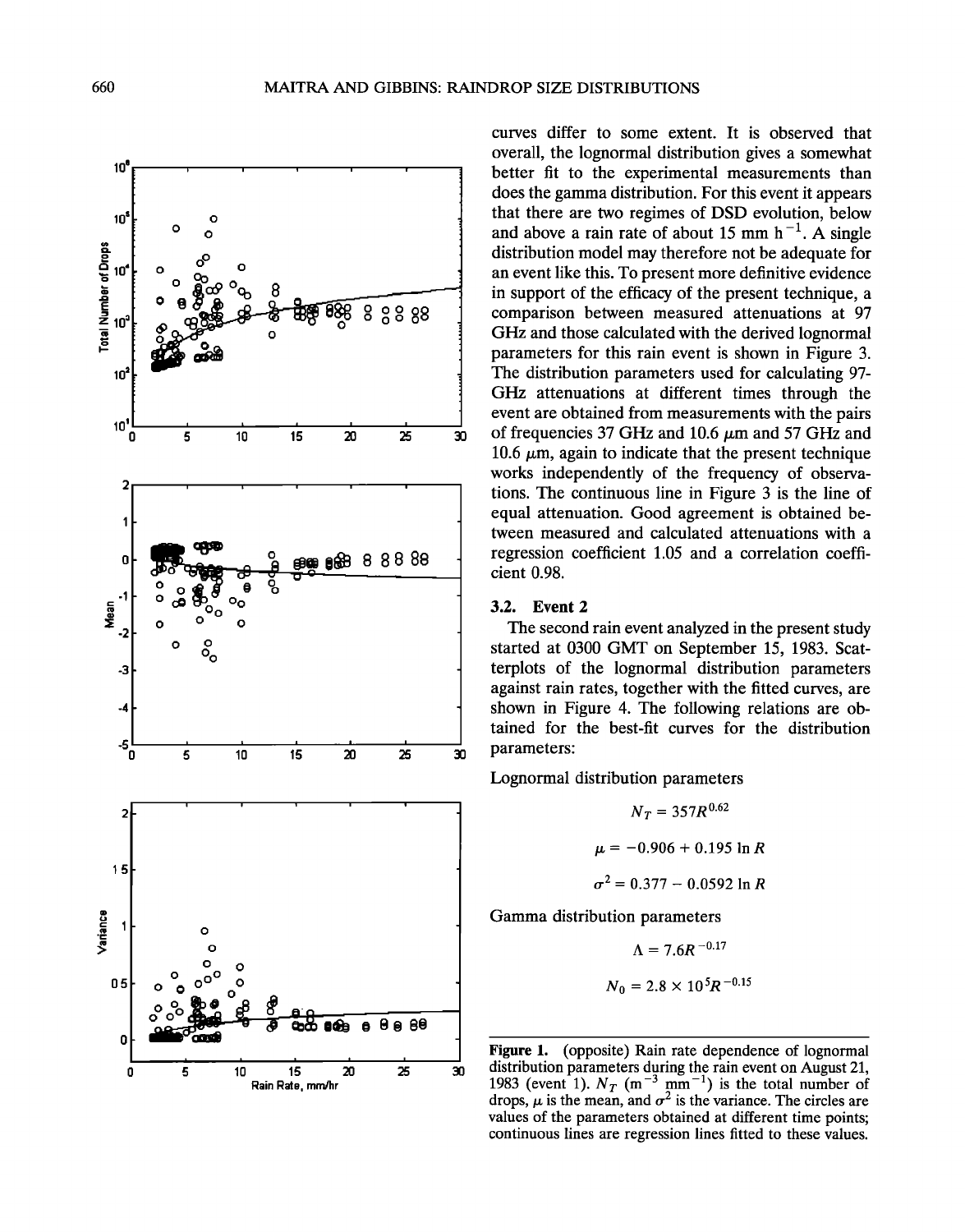curves differ to some extent. It is observed that overall, the lognormal distribution gives a somewhat better fit to the experimental measurements than does the gamma distribution. For this event it appears that there are two regimes of DSD evolution, below and above a rain rate of about 15 mm h$^{-1}$. A single distribution model may therefore not be adequate for an event like this. To present more definitive evidence in support of the efficacy of the present technique, a comparison between measured attenuations at 97 GHz and those calculated with the derived lognormal parameters for this rain event is shown in Figure 3. The distribution parameters used for calculating 97-GHz attenuations at different times through the event are obtained from measurements with the pairs of frequencies 37 GHz and 10.6 $\mu$m and 57 GHz and 10.6 $\mu$m, again to indicate that the present technique works independently of the frequency of observations. The continuous line in Figure 3 is the line of equal attenuation. Good agreement is obtained between measured and calculated attenuations with a regression coefficient 1.05 and a correlation coefficient 0.98.

### 3.2. Event 2

The second rain event analyzed in the present study started at 0300 GMT on September 15, 1983. Scatterplots of the lognormal distribution parameters against rain rates, together with the fitted curves, are shown in Figure 4. The following relations are obtained for the best-fit curves for the distribution parameters:

Lognormal distribution parameters

$$N_T = 357R^{0.62}$$

$$\mu = -0.906 + 0.195 \ln R$$

$$\sigma^2 = 0.377 - 0.0592 \ln R$$

Gamma distribution parameters

$$\Lambda = 7.6R^{-0.17}$$

$$N_0 = 2.8 \times 10^5 R^{-0.15}$$

**Figure 1.** (opposite) Rain rate dependence of lognormal distribution parameters during the rain event on August 21, 1983 (event 1). $N_T$ (m$^{-3}$ mm$^{-1}$) is the total number of drops, $\mu$ is the mean, and $\sigma^2$ is the variance. The circles are values of the parameters obtained at different time points; continuous lines are regression lines fitted to these values.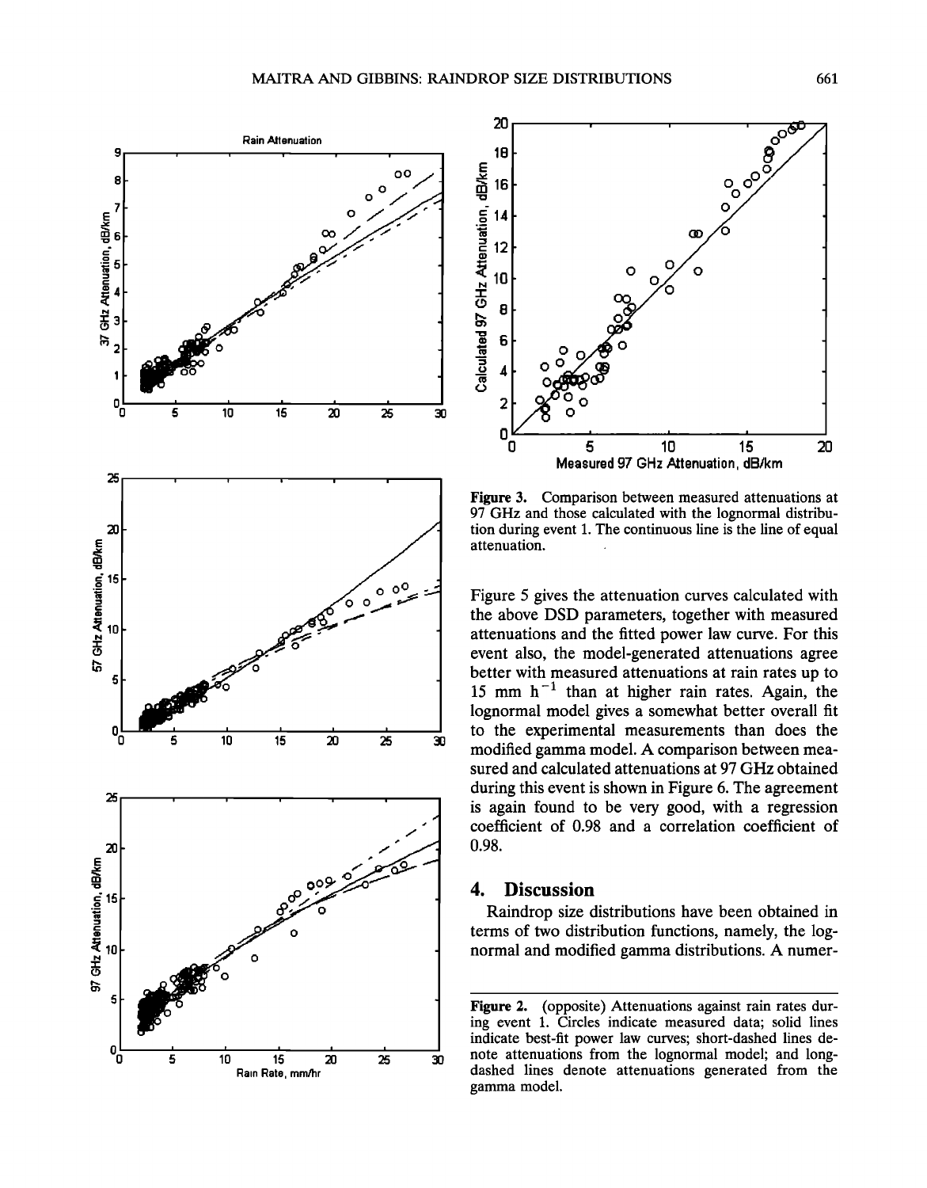Figure 3. Comparison between measured attenuations at 97 GHz and those calculated with the lognormal distribution during event 1. The continuous line is the line of equal attenuation.

Figure 5 gives the attenuation curves calculated with the above DSD parameters, together with measured attenuations and the fitted power law curve. For this event also, the model-generated attenuations agree better with measured attenuations at rain rates up to 15 mm h$^{-1}$ than at higher rain rates. Again, the lognormal model gives a somewhat better overall fit to the experimental measurements than does the modified gamma model. A comparison between measured and calculated attenuations at 97 GHz obtained during this event is shown in Figure 6. The agreement is again found to be very good, with a regression coefficient of 0.98 and a correlation coefficient of 0.98.

## 4. Discussion

Raindrop size distributions have been obtained in terms of two distribution functions, namely, the lognormal and modified gamma distributions. A numer-

Figure 2. (opposite) Attenuations against rain rates during event 1. Circles indicate measured data; solid lines indicate best-fit power law curves; short-dashed lines denote attenuations from the lognormal model; and long-dashed lines denote attenuations generated from the gamma model.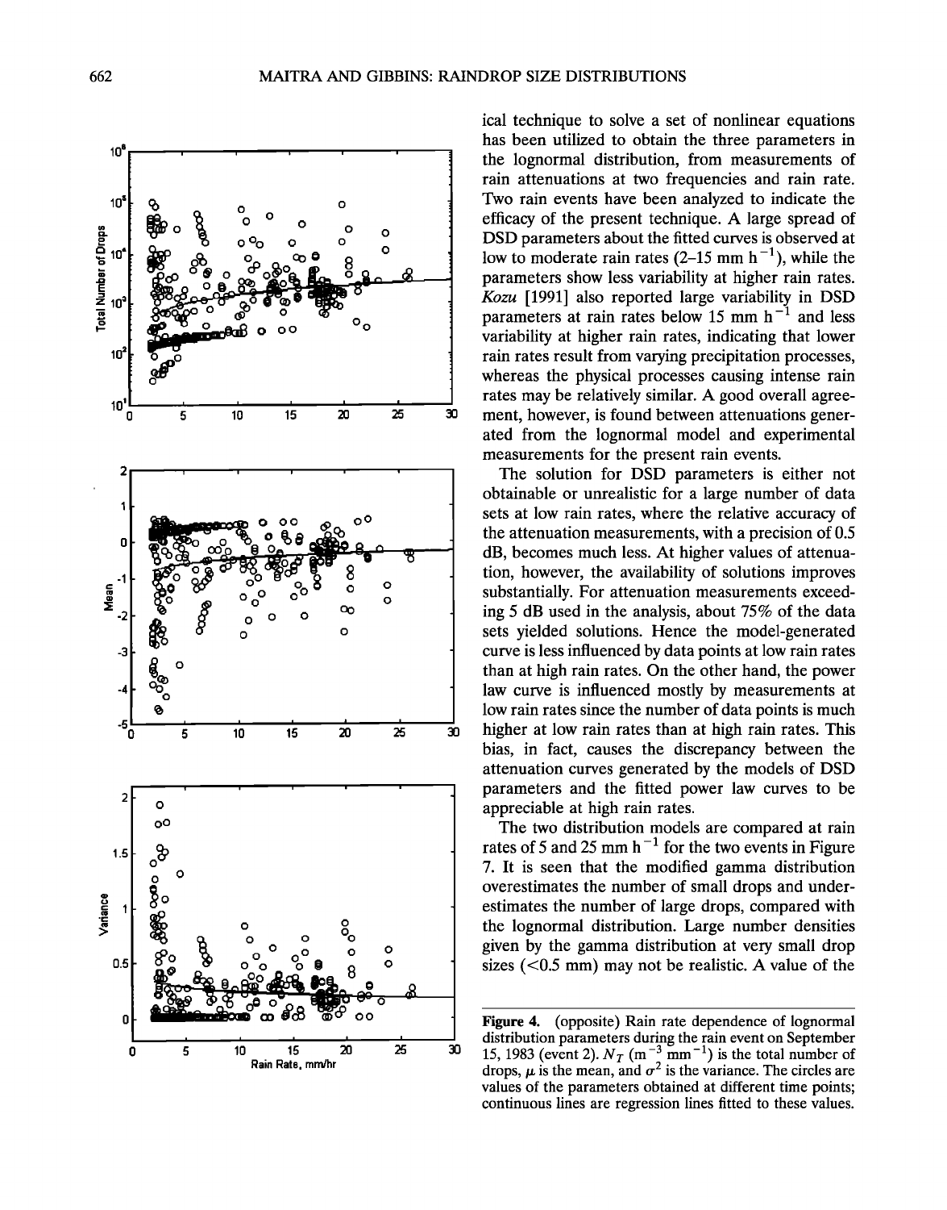ical technique to solve a set of nonlinear equations has been utilized to obtain the three parameters in the lognormal distribution, from measurements of rain attenuations at two frequencies and rain rate. Two rain events have been analyzed to indicate the efficacy of the present technique. A large spread of DSD parameters about the fitted curves is observed at low to moderate rain rates (2–15 mm h$^{-1}$), while the parameters show less variability at higher rain rates. *Kozu* [1991] also reported large variability in DSD parameters at rain rates below 15 mm h$^{-1}$ and less variability at higher rain rates, indicating that lower rain rates result from varying precipitation processes, whereas the physical processes causing intense rain rates may be relatively similar. A good overall agreement, however, is found between attenuations generated from the lognormal model and experimental measurements for the present rain events.

The solution for DSD parameters is either not obtainable or unrealistic for a large number of data sets at low rain rates, where the relative accuracy of the attenuation measurements, with a precision of 0.5 dB, becomes much less. At higher values of attenuation, however, the availability of solutions improves substantially. For attenuation measurements exceeding 5 dB used in the analysis, about 75% of the data sets yielded solutions. Hence the model-generated curve is less influenced by data points at low rain rates than at high rain rates. On the other hand, the power law curve is influenced mostly by measurements at low rain rates since the number of data points is much higher at low rain rates than at high rain rates. This bias, in fact, causes the discrepancy between the attenuation curves generated by the models of DSD parameters and the fitted power law curves to be appreciable at high rain rates.

The two distribution models are compared at rain rates of 5 and 25 mm h$^{-1}$ for the two events in Figure 7. It is seen that the modified gamma distribution overestimates the number of small drops and underestimates the number of large drops, compared with the lognormal distribution. Large number densities given by the gamma distribution at very small drop sizes (<0.5 mm) may not be realistic. A value of the

**Figure 4.** (opposite) Rain rate dependence of lognormal distribution parameters during the rain event on September 15, 1983 (event 2). $N_T$ (m$^{-3}$ mm$^{-1}$) is the total number of drops, $\mu$ is the mean, and $\sigma^2$ is the variance. The circles are values of the parameters obtained at different time points; continuous lines are regression lines fitted to these values.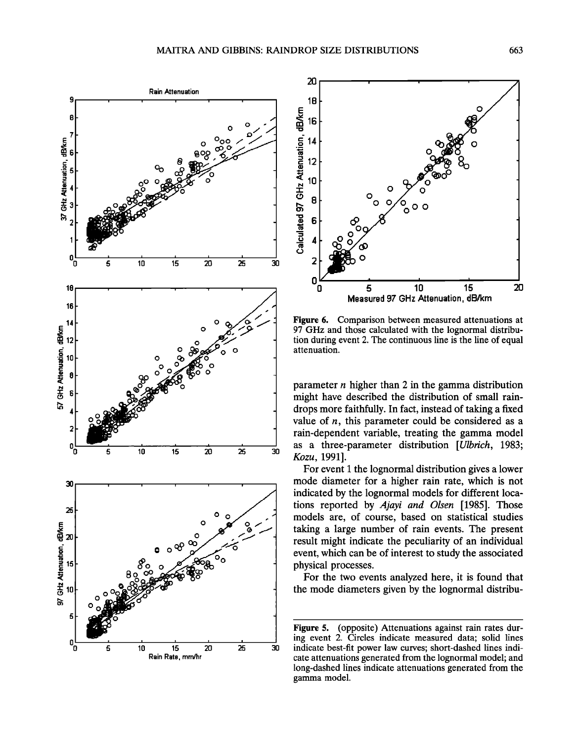Figure 6. Comparison between measured attenuations at 97 GHz and those calculated with the lognormal distribution during event 2. The continuous line is the line of equal attenuation.

parameter $n$ higher than 2 in the gamma distribution might have described the distribution of small raindrops more faithfully. In fact, instead of taking a fixed value of $n$, this parameter could be considered as a rain-dependent variable, treating the gamma model as a three-parameter distribution [*Ulbrich*, 1983; *Kozu*, 1991].

For event 1 the lognormal distribution gives a lower mode diameter for a higher rain rate, which is not indicated by the lognormal models for different locations reported by *Ajayi and Olsen* [1985]. Those models are, of course, based on statistical studies taking a large number of rain events. The present result might indicate the peculiarity of an individual event, which can be of interest to study the associated physical processes.

For the two events analyzed here, it is found that the mode diameters given by the lognormal distribu-

Figure 5. (opposite) Attenuations against rain rates during event 2. Circles indicate measured data; solid lines indicate best-fit power law curves; short-dashed lines indicate attenuations generated from the lognormal model; and long-dashed lines indicate attenuations generated from the gamma model.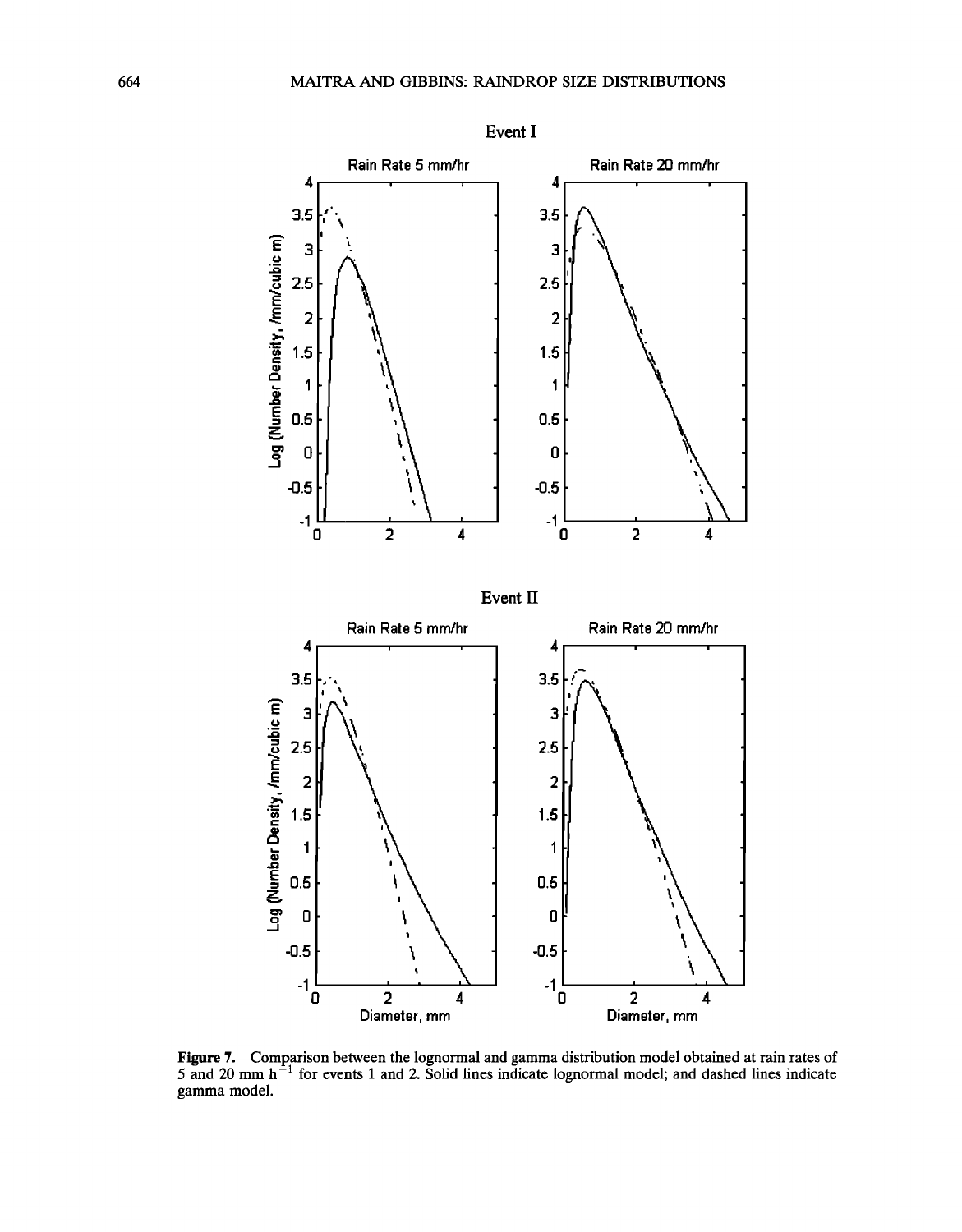Event I

Event II

Figure 7. Comparison between the lognormal and gamma distribution model obtained at rain rates of 5 and 20 mm h$^{-1}$ for events 1 and 2. Solid lines indicate lognormal model; and dashed lines indicate gamma model.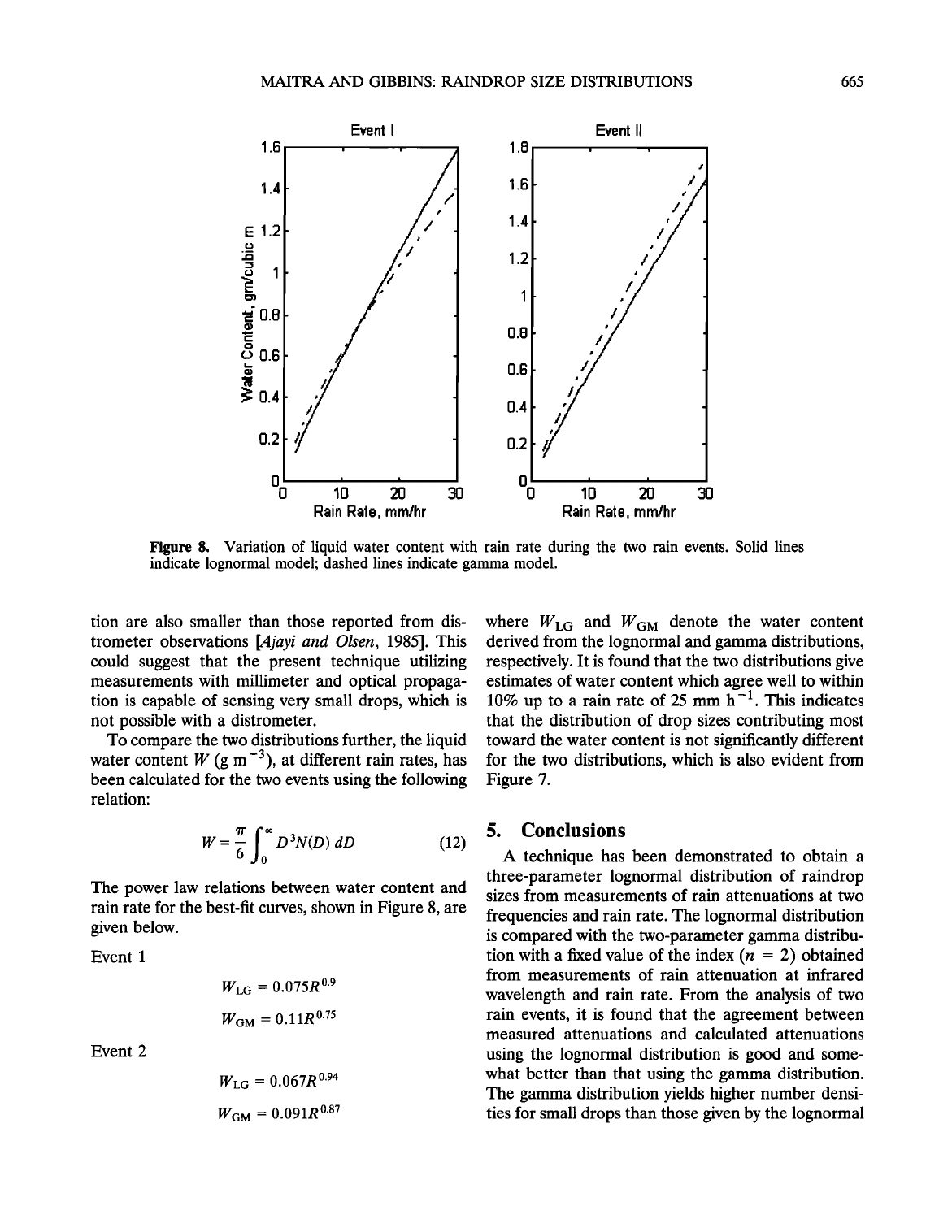**Figure 8.** Variation of liquid water content with rain rate during the two rain events. Solid lines indicate lognormal model; dashed lines indicate gamma model.

tion are also smaller than those reported from distrometer observations [*Ajayi and Olsen*, 1985]. This could suggest that the present technique utilizing measurements with millimeter and optical propagation is capable of sensing very small drops, which is not possible with a distrometer.

To compare the two distributions further, the liquid water content $W$ (g m$^{-3}$), at different rain rates, has been calculated for the two events using the following relation:

$$W = \frac{\pi}{6} \int_0^\infty D^3 N(D)\, dD \qquad (12)$$

The power law relations between water content and rain rate for the best-fit curves, shown in Figure 8, are given below.

Event 1

$$W_{LG} = 0.075R^{0.9}$$

$$W_{GM} = 0.11R^{0.75}$$

Event 2

$$W_{LG} = 0.067R^{0.94}$$

$$W_{GM} = 0.091R^{0.87}$$

where $W_{LG}$ and $W_{GM}$ denote the water content derived from the lognormal and gamma distributions, respectively. It is found that the two distributions give estimates of water content which agree well to within 10% up to a rain rate of 25 mm h$^{-1}$. This indicates that the distribution of drop sizes contributing most toward the water content is not significantly different for the two distributions, which is also evident from Figure 7.

## 5. Conclusions

A technique has been demonstrated to obtain a three-parameter lognormal distribution of raindrop sizes from measurements of rain attenuations at two frequencies and rain rate. The lognormal distribution is compared with the two-parameter gamma distribution with a fixed value of the index ($n = 2$) obtained from measurements of rain attenuation at infrared wavelength and rain rate. From the analysis of two rain events, it is found that the agreement between measured attenuations and calculated attenuations using the lognormal distribution is good and somewhat better than that using the gamma distribution. The gamma distribution yields higher number densities for small drops than those given by the lognormal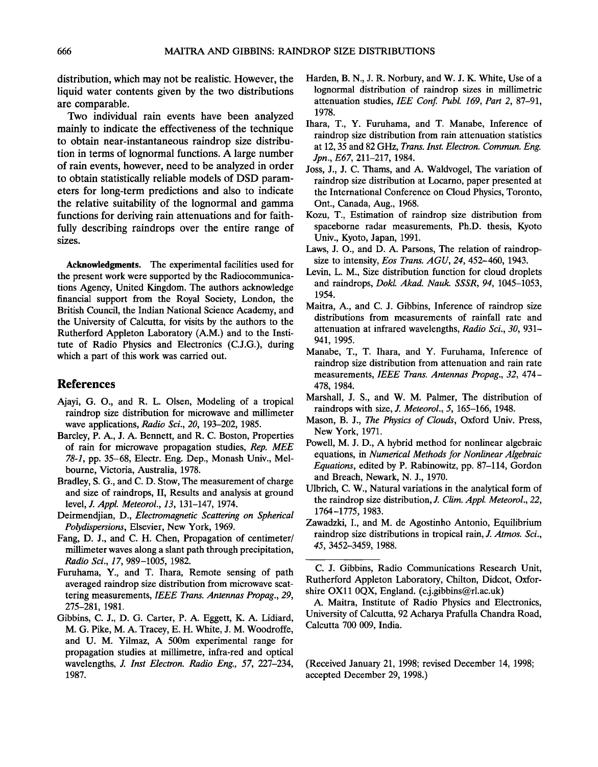distribution, which may not be realistic. However, the liquid water contents given by the two distributions are comparable.

Two individual rain events have been analyzed mainly to indicate the effectiveness of the technique to obtain near-instantaneous raindrop size distribution in terms of lognormal functions. A large number of rain events, however, need to be analyzed in order to obtain statistically reliable models of DSD parameters for long-term predictions and also to indicate the relative suitability of the lognormal and gamma functions for deriving rain attenuations and for faithfully describing raindrops over the entire range of sizes.

**Acknowledgments.** The experimental facilities used for the present work were supported by the Radiocommunications Agency, United Kingdom. The authors acknowledge financial support from the Royal Society, London, the British Council, the Indian National Science Academy, and the University of Calcutta, for visits by the authors to the Rutherford Appleton Laboratory (A.M.) and to the Institute of Radio Physics and Electronics (C.J.G.), during which a part of this work was carried out.

## References

Ajayi, G. O., and R. L. Olsen, Modeling of a tropical raindrop size distribution for microwave and millimeter wave applications, *Radio Sci.*, *20*, 193–202, 1985.

Barcley, P. A., J. A. Bennett, and R. C. Boston, Properties of rain for microwave propagation studies, *Rep. MEE 78-1*, pp. 35–68, Electr. Eng. Dep., Monash Univ., Melbourne, Victoria, Australia, 1978.

Bradley, S. G., and C. D. Stow, The measurement of charge and size of raindrops, II, Results and analysis at ground level, *J. Appl. Meteorol.*, *13*, 131–147, 1974.

Deirmendjian, D., *Electromagnetic Scattering on Spherical Polydispersions*, Elsevier, New York, 1969.

Fang, D. J., and C. H. Chen, Propagation of centimeter/millimeter waves along a slant path through precipitation, *Radio Sci.*, *17*, 989–1005, 1982.

Furuhama, Y., and T. Ihara, Remote sensing of path averaged raindrop size distribution from microwave scattering measurements, *IEEE Trans. Antennas Propag.*, *29*, 275–281, 1981.

Gibbins, C. J., D. G. Carter, P. A. Eggett, K. A. Lidiard, M. G. Pike, M. A. Tracey, E. H. White, J. M. Woodroffe, and U. M. Yilmaz, A 500m experimental range for propagation studies at millimetre, infra-red and optical wavelengths, *J. Inst Electron. Radio Eng.*, *57*, 227–234, 1987.

Harden, B. N., J. R. Norbury, and W. J. K. White, Use of a lognormal distribution of raindrop sizes in millimetric attenuation studies, *IEE Conf. Publ. 169, Part 2*, 87–91, 1978.

Ihara, T., Y. Furuhama, and T. Manabe, Inference of raindrop size distribution from rain attenuation statistics at 12, 35 and 82 GHz, *Trans. Inst. Electron. Commun. Eng. Jpn.*, *E67*, 211–217, 1984.

Joss, J., J. C. Thams, and A. Waldvogel, The variation of raindrop size distribution at Locarno, paper presented at the International Conference on Cloud Physics, Toronto, Ont., Canada, Aug., 1968.

Kozu, T., Estimation of raindrop size distribution from spaceborne radar measurements, Ph.D. thesis, Kyoto Univ., Kyoto, Japan, 1991.

Laws, J. O., and D. A. Parsons, The relation of raindrop-size to intensity, *Eos Trans. AGU*, *24*, 452–460, 1943.

Levin, L. M., Size distribution function for cloud droplets and raindrops, *Dokl. Akad. Nauk. SSSR*, *94*, 1045–1053, 1954.

Maitra, A., and C. J. Gibbins, Inference of raindrop size distributions from measurements of rainfall rate and attenuation at infrared wavelengths, *Radio Sci.*, *30*, 931–941, 1995.

Manabe, T., T. Ihara, and Y. Furuhama, Inference of raindrop size distribution from attenuation and rain rate measurements, *IEEE Trans. Antennas Propag.*, *32*, 474–478, 1984.

Marshall, J. S., and W. M. Palmer, The distribution of raindrops with size, *J. Meteorol.*, *5*, 165–166, 1948.

Mason, B. J., *The Physics of Clouds*, Oxford Univ. Press, New York, 1971.

Powell, M. J. D., A hybrid method for nonlinear algebraic equations, in *Numerical Methods for Nonlinear Algebraic Equations*, edited by P. Rabinowitz, pp. 87–114, Gordon and Breach, Newark, N. J., 1970.

Ulbrich, C. W., Natural variations in the analytical form of the raindrop size distribution, *J. Clim. Appl. Meteorol.*, *22*, 1764–1775, 1983.

Zawadzki, I., and M. de Agostinho Antonio, Equilibrium raindrop size distributions in tropical rain, *J. Atmos. Sci.*, *45*, 3452–3459, 1988.

---

C. J. Gibbins, Radio Communications Research Unit, Rutherford Appleton Laboratory, Chilton, Didcot, Oxfordshire OX11 0QX, England. (c.j.gibbins@rl.ac.uk)

A. Maitra, Institute of Radio Physics and Electronics, University of Calcutta, 92 Acharya Prafulla Chandra Road, Calcutta 700 009, India.

(Received January 21, 1998; revised December 14, 1998; accepted December 29, 1998.)